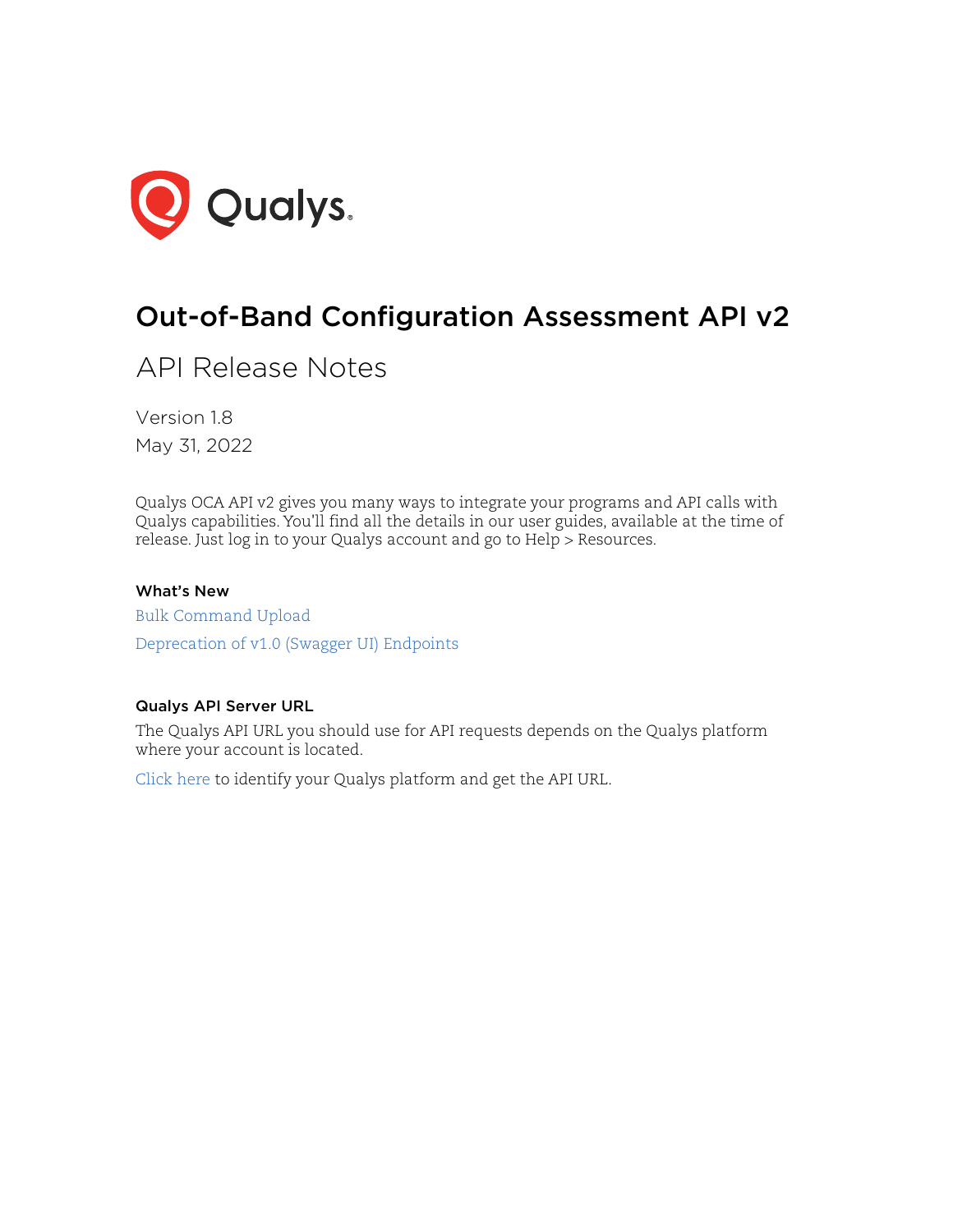# Out-of-Band Configuration Assessment API v2

## API Release Notes

Version 1.8

May 31, 2022

Qualys OCA API v2 gives you many ways to integrate your programs and API calls with Qualys capabilities. You'll find all the details in our user guides, available at the time of release. Just log in to your Qualys account and go to Help > Resources.

### What's New

Bulk Command Upload

Deprecation of v1.0 (Swagger UI) Endpoints

### Qualys API Server URL

The Qualys API URL you should use for API requests depends on the Qualys platform where your account is located.

Click here to identify your Qualys platform and get the API URL.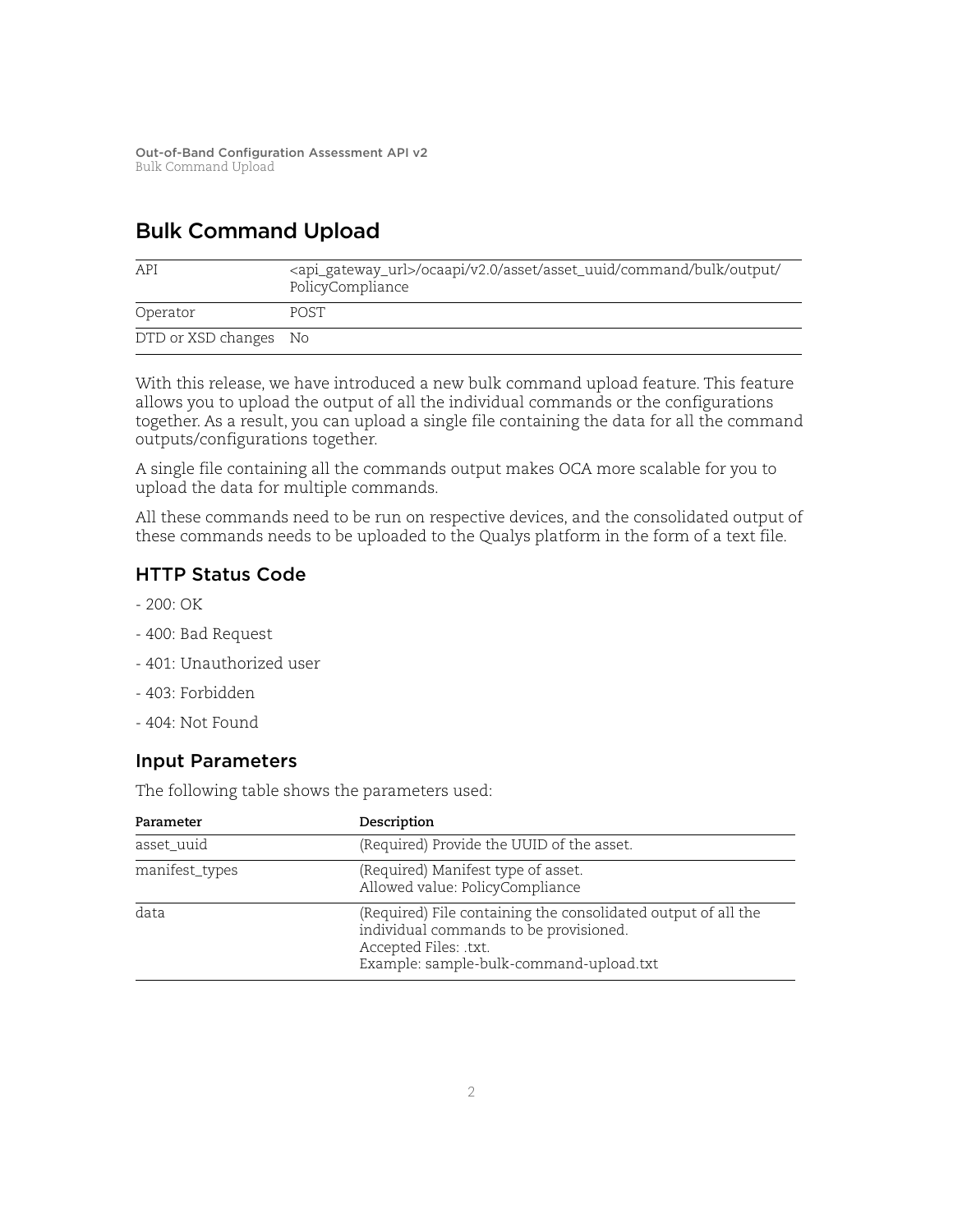## Bulk Command Upload

| API | <api_gateway_url>/ocaapi/v2.0/asset/asset_uuid/command/bulk/output/PolicyCompliance |
|---|---|
| Operator | POST |
| DTD or XSD changes | No |

With this release, we have introduced a new bulk command upload feature. This feature allows you to upload the output of all the individual commands or the configurations together. As a result, you can upload a single file containing the data for all the command outputs/configurations together.

A single file containing all the commands output makes OCA more scalable for you to upload the data for multiple commands.

All these commands need to be run on respective devices, and the consolidated output of these commands needs to be uploaded to the Qualys platform in the form of a text file.

### HTTP Status Code

- 200: OK
- 400: Bad Request
- 401: Unauthorized user
- 403: Forbidden
- 404: Not Found

### Input Parameters

The following table shows the parameters used:

| Parameter | Description |
|---|---|
| asset_uuid | (Required) Provide the UUID of the asset. |
| manifest_types | (Required) Manifest type of asset.<br>Allowed value: PolicyCompliance |
| data | (Required) File containing the consolidated output of all the individual commands to be provisioned.<br>Accepted Files: .txt.<br>Example: sample-bulk-command-upload.txt |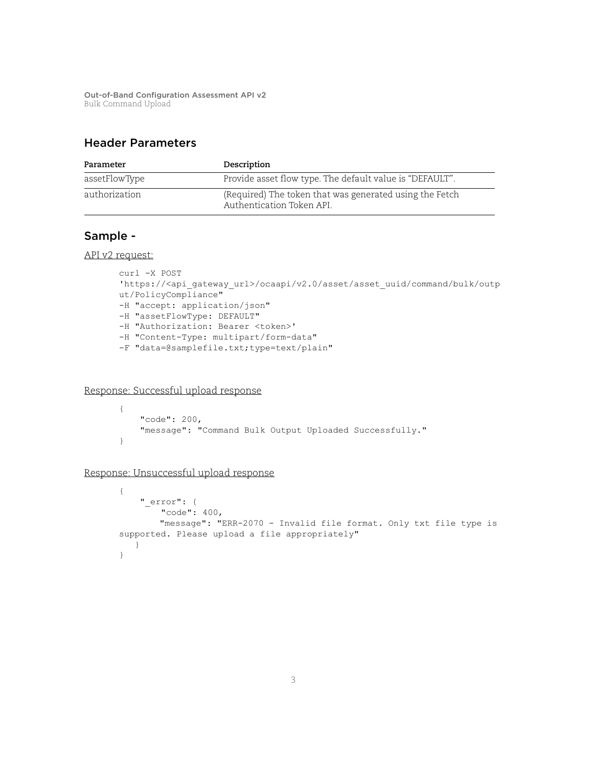## Header Parameters

| Parameter | Description |
|---|---|
| assetFlowType | Provide asset flow type. The default value is "DEFAULT". |
| authorization | (Required) The token that was generated using the Fetch Authentication Token API. |

## Sample -

API v2 request:

```
curl -X POST
'https://<api_gateway_url>/ocaapi/v2.0/asset/asset_uuid/command/bulk/outp
ut/PolicyCompliance"
-H "accept: application/json"
-H "assetFlowType: DEFAULT"
-H "Authorization: Bearer <token>'
-H "Content-Type: multipart/form-data"
-F "data=@samplefile.txt;type=text/plain"
```

Response: Successful upload response

```
{
    "code": 200,
    "message": "Command Bulk Output Uploaded Successfully."
}
```

Response: Unsuccessful upload response

```
{
    "_error": {
        "code": 400,
        "message": "ERR-2070 - Invalid file format. Only txt file type is
supported. Please upload a file appropriately"
    }
}
```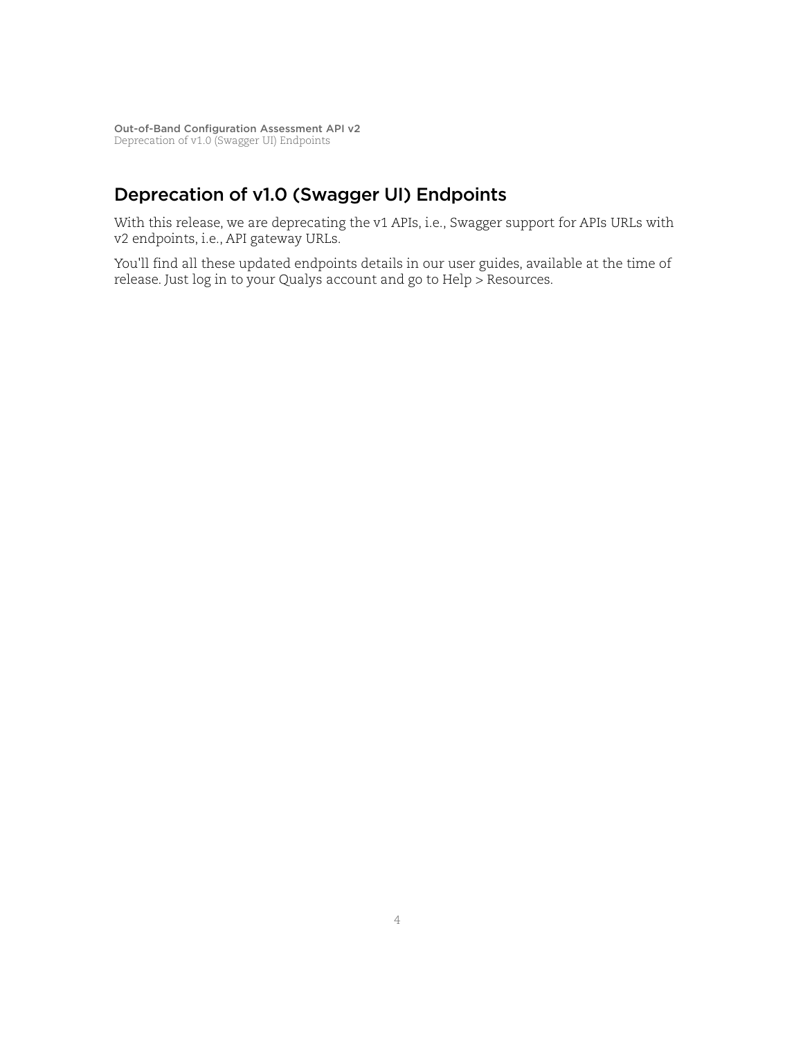## Deprecation of v1.0 (Swagger UI) Endpoints

With this release, we are deprecating the v1 APIs, i.e., Swagger support for APIs URLs with v2 endpoints, i.e., API gateway URLs.

You'll find all these updated endpoints details in our user guides, available at the time of release. Just log in to your Qualys account and go to Help > Resources.